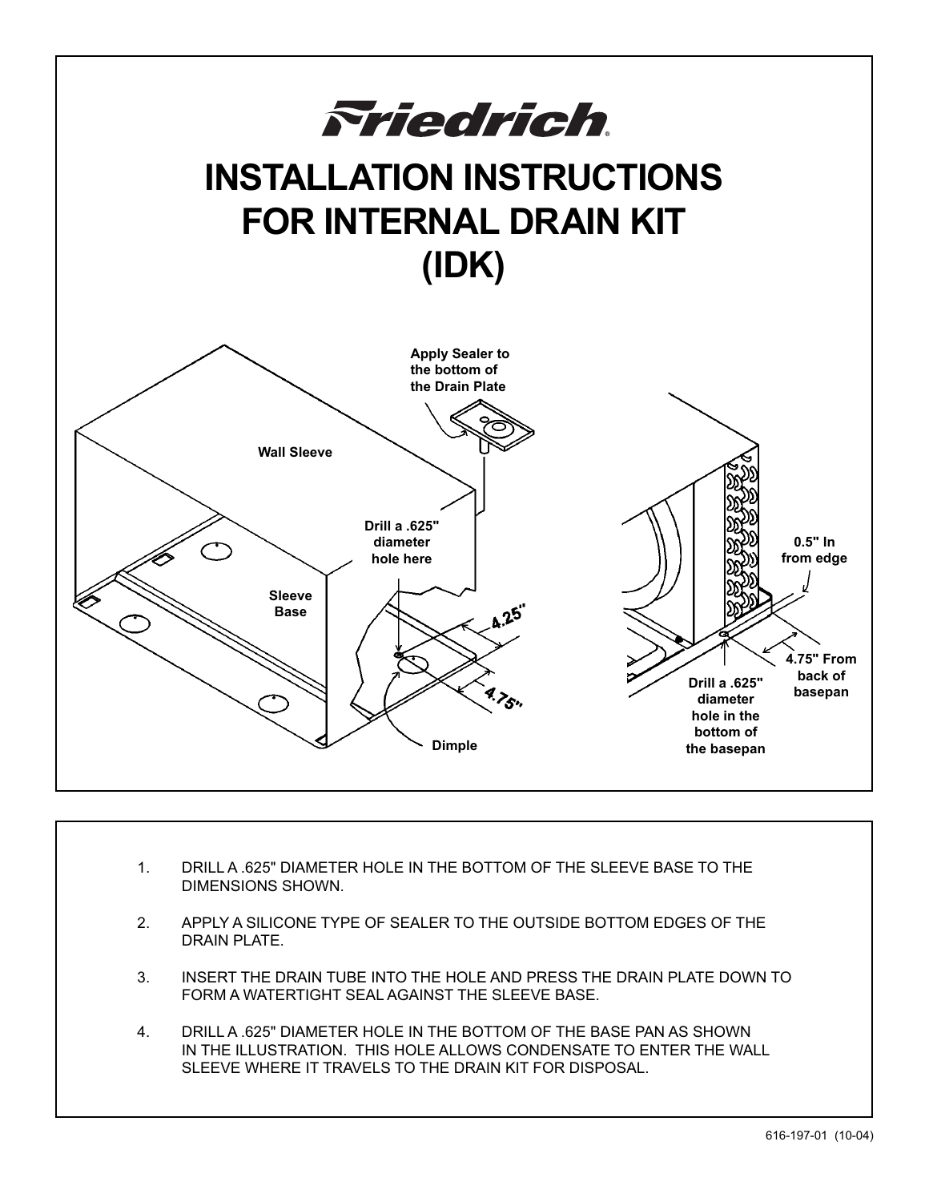# INSTALLATION INSTRUCTIONS FOR INTERNAL DRAIN KIT (IDK)

Apply Sealer to the bottom of the Drain Plate

Wall Sleeve

Drill a .625" diameter hole here

Sleeve Base

4.25"

4.75"

Dimple

0.5" In from edge

4.75" From back of basepan

Drill a .625" diameter hole in the bottom of the basepan

1. DRILL A .625" DIAMETER HOLE IN THE BOTTOM OF THE SLEEVE BASE TO THE DIMENSIONS SHOWN.
2. APPLY A SILICONE TYPE OF SEALER TO THE OUTSIDE BOTTOM EDGES OF THE DRAIN PLATE.
3. INSERT THE DRAIN TUBE INTO THE HOLE AND PRESS THE DRAIN PLATE DOWN TO FORM A WATERTIGHT SEAL AGAINST THE SLEEVE BASE.
4. DRILL A .625" DIAMETER HOLE IN THE BOTTOM OF THE BASE PAN AS SHOWN IN THE ILLUSTRATION. THIS HOLE ALLOWS CONDENSATE TO ENTER THE WALL SLEEVE WHERE IT TRAVELS TO THE DRAIN KIT FOR DISPOSAL.

616-197-01 (10-04)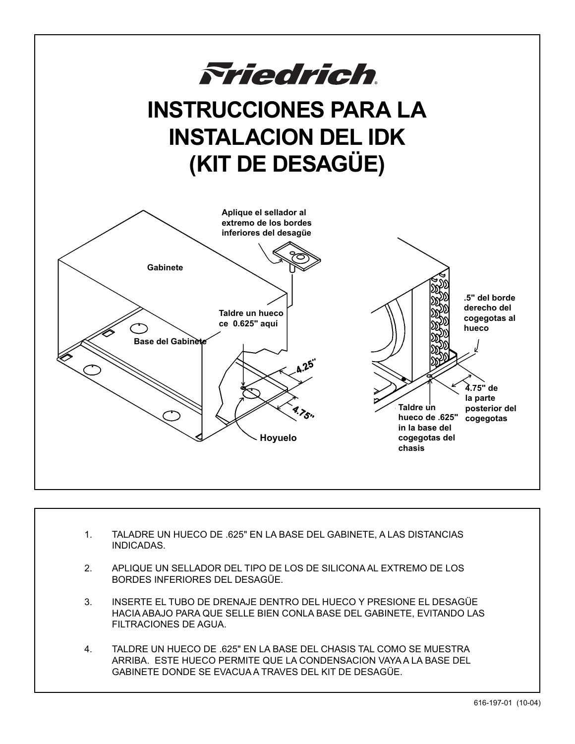# INSTRUCCIONES PARA LA INSTALACION DEL IDK (KIT DE DESAGÜE)

Aplique el sellador al extremo de los bordes inferiores del desagüe

Gabinete

Taldre un hueco ce 0.625" aquí

Base del Gabinete

4.25"

4.75"

Hoyuelo

.5" del borde derecho del cogegotas al hueco

4.75" de la parte posterior del cogegotas

Taldre un hueco de .625" in la base del cogegotas del chasis

1. TALADRE UN HUECO DE .625" EN LA BASE DEL GABINETE, A LAS DISTANCIAS INDICADAS.

2. APLIQUE UN SELLADOR DEL TIPO DE LOS DE SILICONA AL EXTREMO DE LOS BORDES INFERIORES DEL DESAGÜE.

3. INSERTE EL TUBO DE DRENAJE DENTRO DEL HUECO Y PRESIONE EL DESAGÜE HACIA ABAJO PARA QUE SELLE BIEN CONLA BASE DEL GABINETE, EVITANDO LAS FILTRACIONES DE AGUA.

4. TALDRE UN HUECO DE .625" EN LA BASE DEL CHASIS TAL COMO SE MUESTRA ARRIBA. ESTE HUECO PERMITE QUE LA CONDENSACION VAYA A LA BASE DEL GABINETE DONDE SE EVACUA A TRAVES DEL KIT DE DESAGÜE.

616-197-01 (10-04)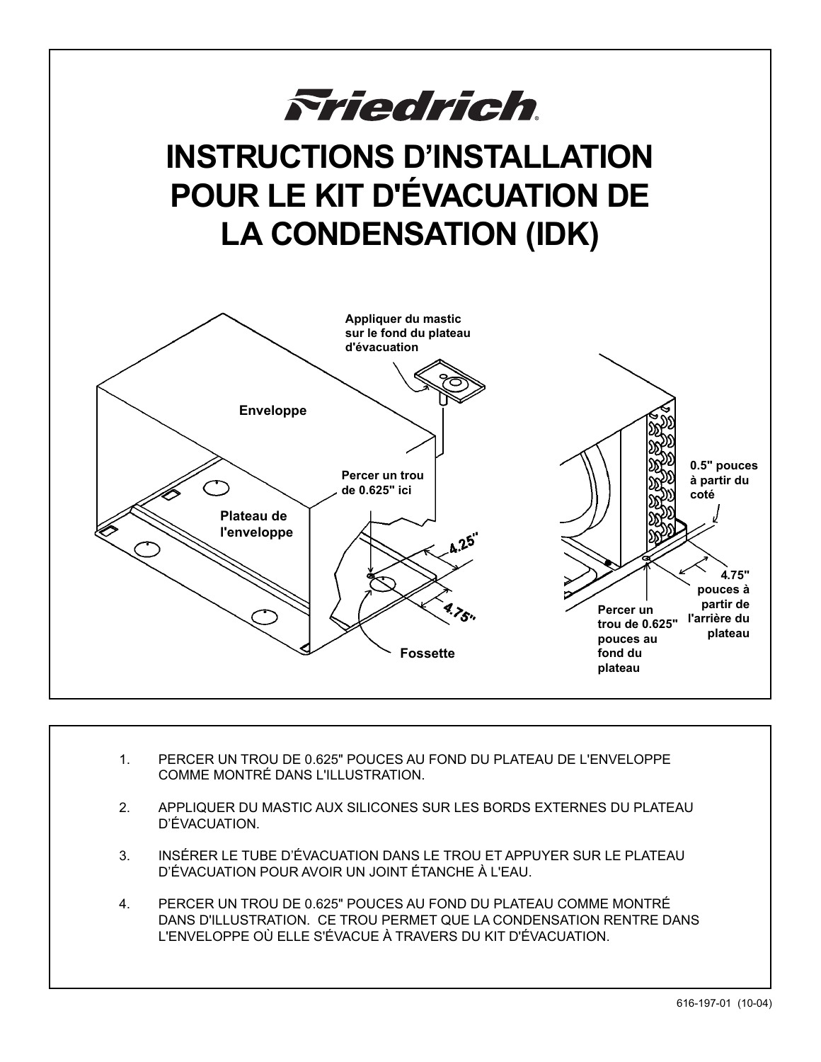# Friedrich

# INSTRUCTIONS D'INSTALLATION POUR LE KIT D'ÉVACUATION DE LA CONDENSATION (IDK)

Appliquer du mastic sur le fond du plateau d'évacuation

Enveloppe

Percer un trou de 0.625" ici

Plateau de l'enveloppe

4.25"

4.75"

Fossette

0.5" pouces à partir du coté

4.75" pouces à partir de l'arrière du plateau

Percer un trou de 0.625" pouces au fond du plateau

1. PERCER UN TROU DE 0.625" POUCES AU FOND DU PLATEAU DE L'ENVELOPPE COMME MONTRÉ DANS L'ILLUSTRATION.

2. APPLIQUER DU MASTIC AUX SILICONES SUR LES BORDS EXTERNES DU PLATEAU D'ÉVACUATION.

3. INSÉRER LE TUBE D'ÉVACUATION DANS LE TROU ET APPUYER SUR LE PLATEAU D'ÉVACUATION POUR AVOIR UN JOINT ÉTANCHE À L'EAU.

4. PERCER UN TROU DE 0.625" POUCES AU FOND DU PLATEAU COMME MONTRÉ DANS D'ILLUSTRATION. CE TROU PERMET QUE LA CONDENSATION RENTRE DANS L'ENVELOPPE OÙ ELLE S'ÉVACUE À TRAVERS DU KIT D'ÉVACUATION.

616-197-01 (10-04)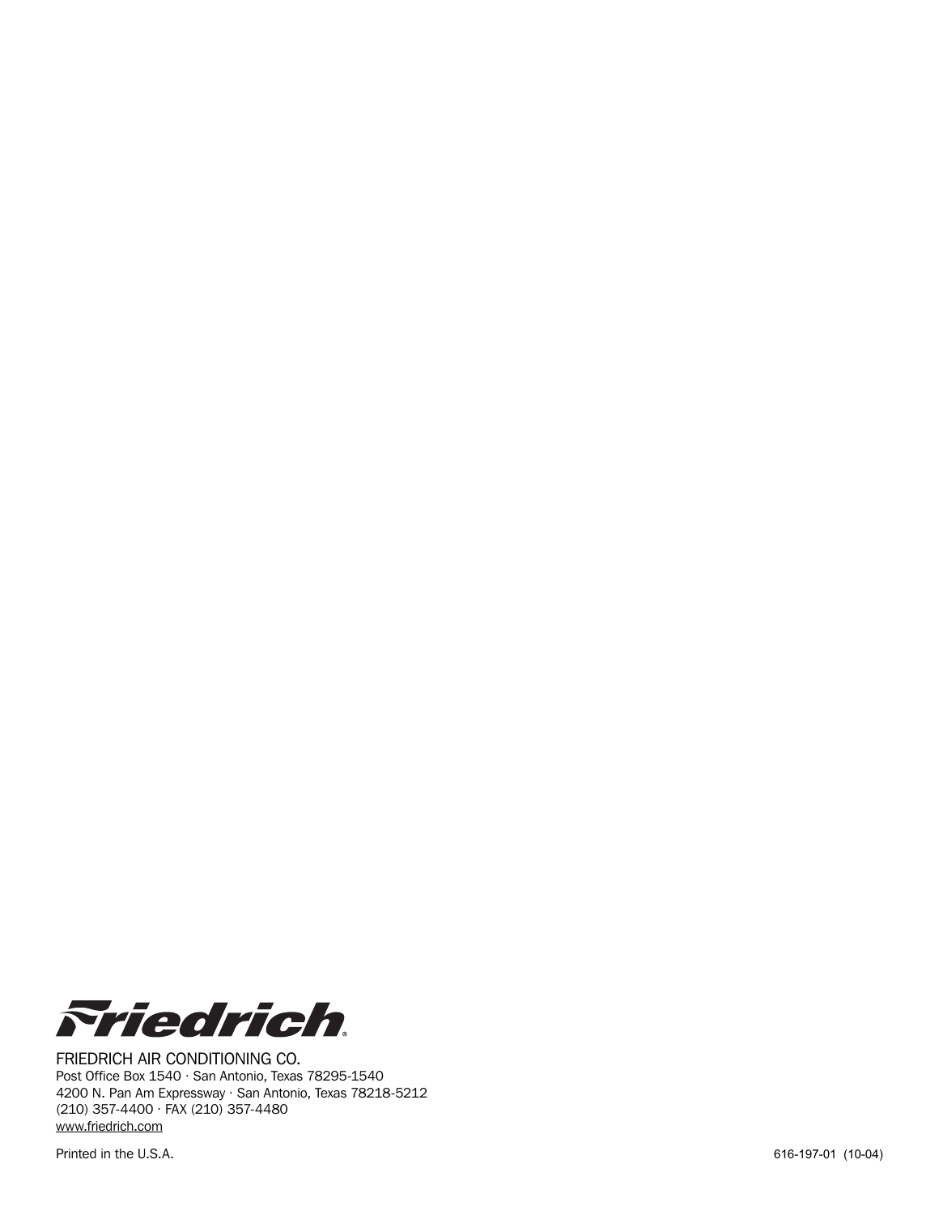Friedrich®

FRIEDRICH AIR CONDITIONING CO.
Post Office Box 1540 · San Antonio, Texas 78295-1540
4200 N. Pan Am Expressway · San Antonio, Texas 78218-5212
(210) 357-4400 · FAX (210) 357-4480
www.friedrich.com

Printed in the U.S.A.

616-197-01 (10-04)